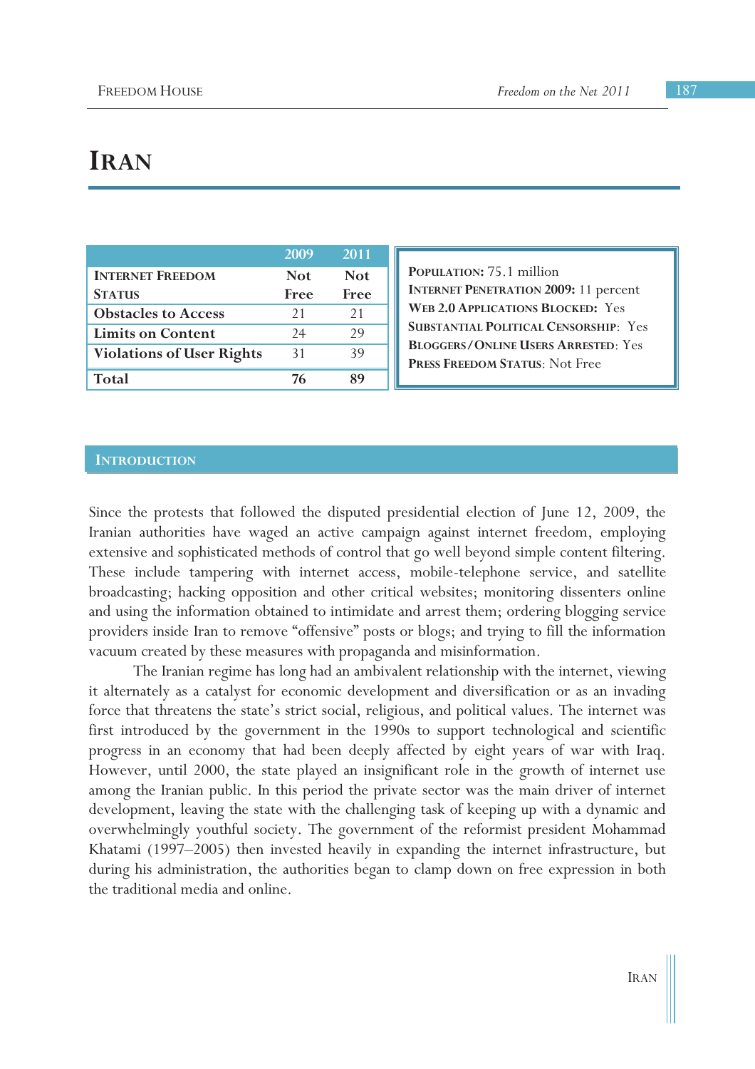# IRAN

| | 2009 | 2011 |
|---|---|---|
| **INTERNET FREEDOM STATUS** | **Not Free** | **Not Free** |
| **Obstacles to Access** | 21 | 21 |
| **Limits on Content** | 24 | 29 |
| **Violations of User Rights** | 31 | 39 |
| **Total** | **76** | **89** |

**POPULATION:** 75.1 million
**INTERNET PENETRATION 2009:** 11 percent
**WEB 2.0 APPLICATIONS BLOCKED:** Yes
**SUBSTANTIAL POLITICAL CENSORSHIP:** Yes
**BLOGGERS/ONLINE USERS ARRESTED:** Yes
**PRESS FREEDOM STATUS:** Not Free

## INTRODUCTION

Since the protests that followed the disputed presidential election of June 12, 2009, the Iranian authorities have waged an active campaign against internet freedom, employing extensive and sophisticated methods of control that go well beyond simple content filtering. These include tampering with internet access, mobile-telephone service, and satellite broadcasting; hacking opposition and other critical websites; monitoring dissenters online and using the information obtained to intimidate and arrest them; ordering blogging service providers inside Iran to remove "offensive" posts or blogs; and trying to fill the information vacuum created by these measures with propaganda and misinformation.

The Iranian regime has long had an ambivalent relationship with the internet, viewing it alternately as a catalyst for economic development and diversification or as an invading force that threatens the state's strict social, religious, and political values. The internet was first introduced by the government in the 1990s to support technological and scientific progress in an economy that had been deeply affected by eight years of war with Iraq. However, until 2000, the state played an insignificant role in the growth of internet use among the Iranian public. In this period the private sector was the main driver of internet development, leaving the state with the challenging task of keeping up with a dynamic and overwhelmingly youthful society. The government of the reformist president Mohammad Khatami (1997–2005) then invested heavily in expanding the internet infrastructure, but during his administration, the authorities began to clamp down on free expression in both the traditional media and online.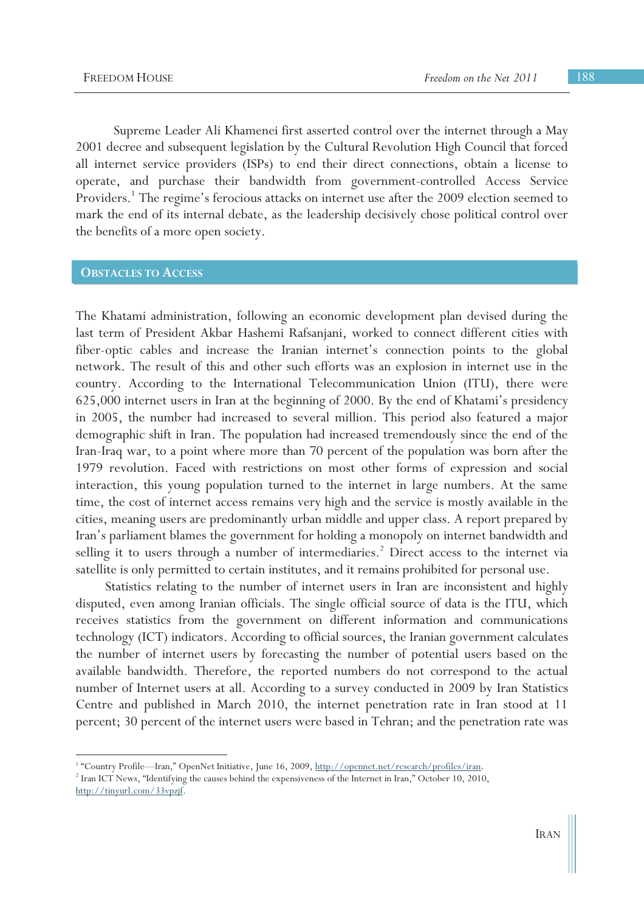Supreme Leader Ali Khamenei first asserted control over the internet through a May 2001 decree and subsequent legislation by the Cultural Revolution High Council that forced all internet service providers (ISPs) to end their direct connections, obtain a license to operate, and purchase their bandwidth from government-controlled Access Service Providers.[1] The regime's ferocious attacks on internet use after the 2009 election seemed to mark the end of its internal debate, as the leadership decisively chose political control over the benefits of a more open society.

## OBSTACLES TO ACCESS

The Khatami administration, following an economic development plan devised during the last term of President Akbar Hashemi Rafsanjani, worked to connect different cities with fiber-optic cables and increase the Iranian internet's connection points to the global network. The result of this and other such efforts was an explosion in internet use in the country. According to the International Telecommunication Union (ITU), there were 625,000 internet users in Iran at the beginning of 2000. By the end of Khatami's presidency in 2005, the number had increased to several million. This period also featured a major demographic shift in Iran. The population had increased tremendously since the end of the Iran-Iraq war, to a point where more than 70 percent of the population was born after the 1979 revolution. Faced with restrictions on most other forms of expression and social interaction, this young population turned to the internet in large numbers. At the same time, the cost of internet access remains very high and the service is mostly available in the cities, meaning users are predominantly urban middle and upper class. A report prepared by Iran's parliament blames the government for holding a monopoly on internet bandwidth and selling it to users through a number of intermediaries.[2] Direct access to the internet via satellite is only permitted to certain institutes, and it remains prohibited for personal use.

Statistics relating to the number of internet users in Iran are inconsistent and highly disputed, even among Iranian officials. The single official source of data is the ITU, which receives statistics from the government on different information and communications technology (ICT) indicators. According to official sources, the Iranian government calculates the number of internet users by forecasting the number of potential users based on the available bandwidth. Therefore, the reported numbers do not correspond to the actual number of Internet users at all. According to a survey conducted in 2009 by Iran Statistics Centre and published in March 2010, the internet penetration rate in Iran stood at 11 percent; 30 percent of the internet users were based in Tehran; and the penetration rate was

---

[1] "Country Profile—Iran," OpenNet Initiative, June 16, 2009, http://opennet.net/research/profiles/iran.

[2] Iran ICT News, "Identifying the causes behind the expensiveness of the Internet in Iran," October 10, 2010, http://tinyurl.com/33vpzjf.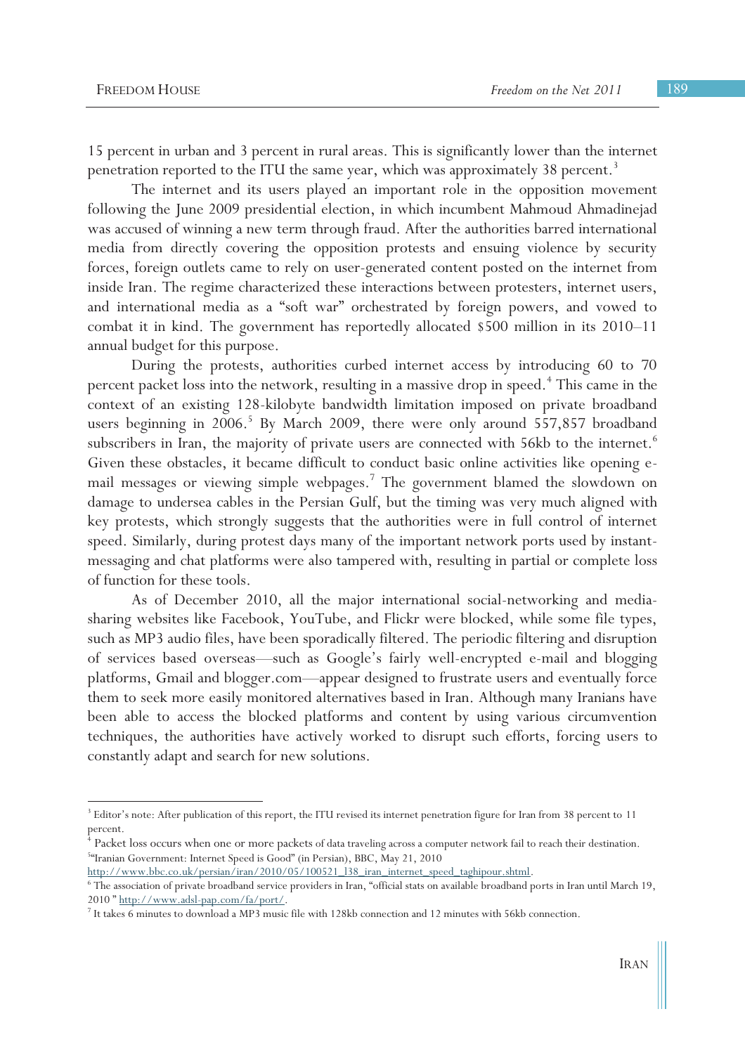15 percent in urban and 3 percent in rural areas. This is significantly lower than the internet penetration reported to the ITU the same year, which was approximately 38 percent.[3]

The internet and its users played an important role in the opposition movement following the June 2009 presidential election, in which incumbent Mahmoud Ahmadinejad was accused of winning a new term through fraud. After the authorities barred international media from directly covering the opposition protests and ensuing violence by security forces, foreign outlets came to rely on user-generated content posted on the internet from inside Iran. The regime characterized these interactions between protesters, internet users, and international media as a "soft war" orchestrated by foreign powers, and vowed to combat it in kind. The government has reportedly allocated $500 million in its 2010–11 annual budget for this purpose.

During the protests, authorities curbed internet access by introducing 60 to 70 percent packet loss into the network, resulting in a massive drop in speed.[4] This came in the context of an existing 128-kilobyte bandwidth limitation imposed on private broadband users beginning in 2006.[5] By March 2009, there were only around 557,857 broadband subscribers in Iran, the majority of private users are connected with 56kb to the internet.[6] Given these obstacles, it became difficult to conduct basic online activities like opening e-mail messages or viewing simple webpages.[7] The government blamed the slowdown on damage to undersea cables in the Persian Gulf, but the timing was very much aligned with key protests, which strongly suggests that the authorities were in full control of internet speed. Similarly, during protest days many of the important network ports used by instant-messaging and chat platforms were also tampered with, resulting in partial or complete loss of function for these tools.

As of December 2010, all the major international social-networking and media-sharing websites like Facebook, YouTube, and Flickr were blocked, while some file types, such as MP3 audio files, have been sporadically filtered. The periodic filtering and disruption of services based overseas—such as Google's fairly well-encrypted e-mail and blogging platforms, Gmail and blogger.com—appear designed to frustrate users and eventually force them to seek more easily monitored alternatives based in Iran. Although many Iranians have been able to access the blocked platforms and content by using various circumvention techniques, the authorities have actively worked to disrupt such efforts, forcing users to constantly adapt and search for new solutions.

---

[3] Editor's note: After publication of this report, the ITU revised its internet penetration figure for Iran from 38 percent to 11 percent.

[4] Packet loss occurs when one or more packets of data traveling across a computer network fail to reach their destination.

[5] "Iranian Government: Internet Speed is Good" (in Persian), BBC, May 21, 2010 http://www.bbc.co.uk/persian/iran/2010/05/100521_l38_iran_internet_speed_taghipour.shtml.

[6] The association of private broadband service providers in Iran, "official stats on available broadband ports in Iran until March 19, 2010 " http://www.adsl-pap.com/fa/port/.

[7] It takes 6 minutes to download a MP3 music file with 128kb connection and 12 minutes with 56kb connection.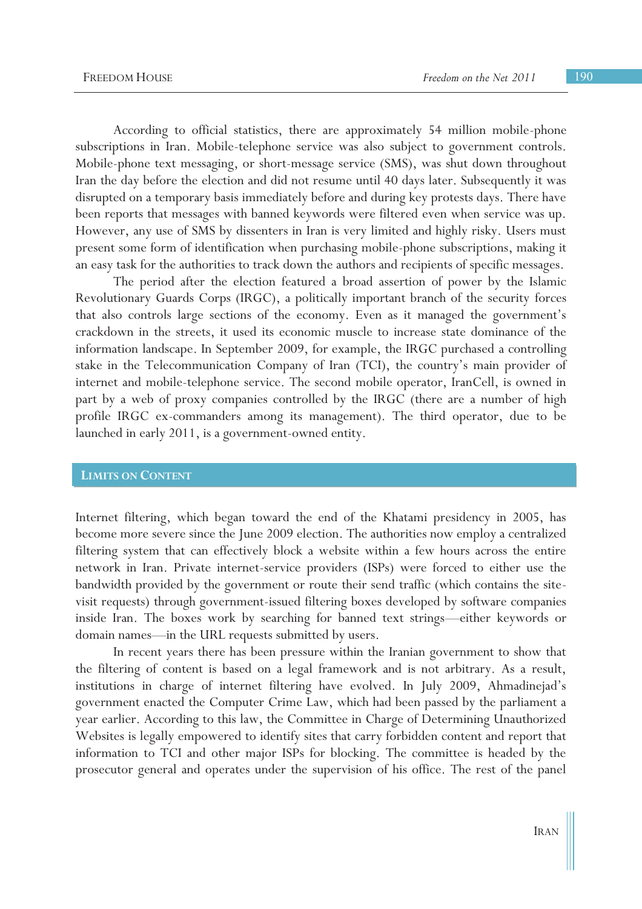According to official statistics, there are approximately 54 million mobile-phone subscriptions in Iran. Mobile-telephone service was also subject to government controls. Mobile-phone text messaging, or short-message service (SMS), was shut down throughout Iran the day before the election and did not resume until 40 days later. Subsequently it was disrupted on a temporary basis immediately before and during key protests days. There have been reports that messages with banned keywords were filtered even when service was up. However, any use of SMS by dissenters in Iran is very limited and highly risky. Users must present some form of identification when purchasing mobile-phone subscriptions, making it an easy task for the authorities to track down the authors and recipients of specific messages.

The period after the election featured a broad assertion of power by the Islamic Revolutionary Guards Corps (IRGC), a politically important branch of the security forces that also controls large sections of the economy. Even as it managed the government's crackdown in the streets, it used its economic muscle to increase state dominance of the information landscape. In September 2009, for example, the IRGC purchased a controlling stake in the Telecommunication Company of Iran (TCI), the country's main provider of internet and mobile-telephone service. The second mobile operator, IranCell, is owned in part by a web of proxy companies controlled by the IRGC (there are a number of high profile IRGC ex-commanders among its management). The third operator, due to be launched in early 2011, is a government-owned entity.

## Limits on Content

Internet filtering, which began toward the end of the Khatami presidency in 2005, has become more severe since the June 2009 election. The authorities now employ a centralized filtering system that can effectively block a website within a few hours across the entire network in Iran. Private internet-service providers (ISPs) were forced to either use the bandwidth provided by the government or route their send traffic (which contains the site-visit requests) through government-issued filtering boxes developed by software companies inside Iran. The boxes work by searching for banned text strings—either keywords or domain names—in the URL requests submitted by users.

In recent years there has been pressure within the Iranian government to show that the filtering of content is based on a legal framework and is not arbitrary. As a result, institutions in charge of internet filtering have evolved. In July 2009, Ahmadinejad's government enacted the Computer Crime Law, which had been passed by the parliament a year earlier. According to this law, the Committee in Charge of Determining Unauthorized Websites is legally empowered to identify sites that carry forbidden content and report that information to TCI and other major ISPs for blocking. The committee is headed by the prosecutor general and operates under the supervision of his office. The rest of the panel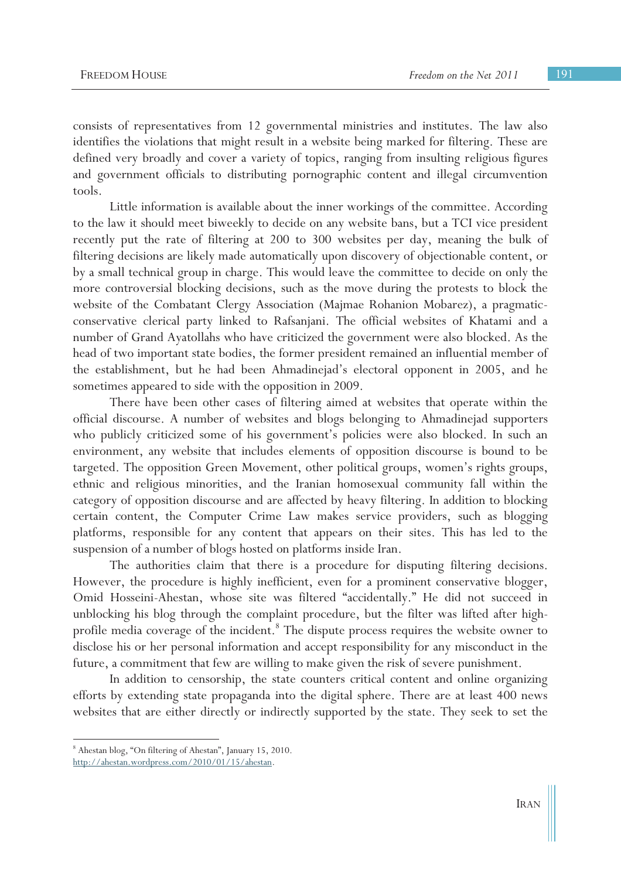consists of representatives from 12 governmental ministries and institutes. The law also identifies the violations that might result in a website being marked for filtering. These are defined very broadly and cover a variety of topics, ranging from insulting religious figures and government officials to distributing pornographic content and illegal circumvention tools.

Little information is available about the inner workings of the committee. According to the law it should meet biweekly to decide on any website bans, but a TCI vice president recently put the rate of filtering at 200 to 300 websites per day, meaning the bulk of filtering decisions are likely made automatically upon discovery of objectionable content, or by a small technical group in charge. This would leave the committee to decide on only the more controversial blocking decisions, such as the move during the protests to block the website of the Combatant Clergy Association (Majmae Rohanion Mobarez), a pragmatic-conservative clerical party linked to Rafsanjani. The official websites of Khatami and a number of Grand Ayatollahs who have criticized the government were also blocked. As the head of two important state bodies, the former president remained an influential member of the establishment, but he had been Ahmadinejad's electoral opponent in 2005, and he sometimes appeared to side with the opposition in 2009.

There have been other cases of filtering aimed at websites that operate within the official discourse. A number of websites and blogs belonging to Ahmadinejad supporters who publicly criticized some of his government's policies were also blocked. In such an environment, any website that includes elements of opposition discourse is bound to be targeted. The opposition Green Movement, other political groups, women's rights groups, ethnic and religious minorities, and the Iranian homosexual community fall within the category of opposition discourse and are affected by heavy filtering. In addition to blocking certain content, the Computer Crime Law makes service providers, such as blogging platforms, responsible for any content that appears on their sites. This has led to the suspension of a number of blogs hosted on platforms inside Iran.

The authorities claim that there is a procedure for disputing filtering decisions. However, the procedure is highly inefficient, even for a prominent conservative blogger, Omid Hosseini-Ahestan, whose site was filtered "accidentally." He did not succeed in unblocking his blog through the complaint procedure, but the filter was lifted after high-profile media coverage of the incident.[8] The dispute process requires the website owner to disclose his or her personal information and accept responsibility for any misconduct in the future, a commitment that few are willing to make given the risk of severe punishment.

In addition to censorship, the state counters critical content and online organizing efforts by extending state propaganda into the digital sphere. There are at least 400 news websites that are either directly or indirectly supported by the state. They seek to set the

---

[8] Ahestan blog, "On filtering of Ahestan", January 15, 2010. http://ahestan.wordpress.com/2010/01/15/ahestan.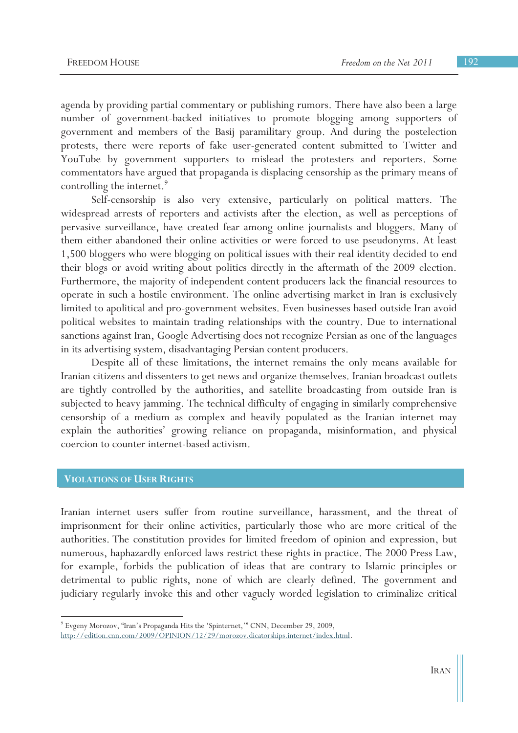agenda by providing partial commentary or publishing rumors. There have also been a large number of government-backed initiatives to promote blogging among supporters of government and members of the Basij paramilitary group. And during the postelection protests, there were reports of fake user-generated content submitted to Twitter and YouTube by government supporters to mislead the protesters and reporters. Some commentators have argued that propaganda is displacing censorship as the primary means of controlling the internet.[9]

Self-censorship is also very extensive, particularly on political matters. The widespread arrests of reporters and activists after the election, as well as perceptions of pervasive surveillance, have created fear among online journalists and bloggers. Many of them either abandoned their online activities or were forced to use pseudonyms. At least 1,500 bloggers who were blogging on political issues with their real identity decided to end their blogs or avoid writing about politics directly in the aftermath of the 2009 election. Furthermore, the majority of independent content producers lack the financial resources to operate in such a hostile environment. The online advertising market in Iran is exclusively limited to apolitical and pro-government websites. Even businesses based outside Iran avoid political websites to maintain trading relationships with the country. Due to international sanctions against Iran, Google Advertising does not recognize Persian as one of the languages in its advertising system, disadvantaging Persian content producers.

Despite all of these limitations, the internet remains the only means available for Iranian citizens and dissenters to get news and organize themselves. Iranian broadcast outlets are tightly controlled by the authorities, and satellite broadcasting from outside Iran is subjected to heavy jamming. The technical difficulty of engaging in similarly comprehensive censorship of a medium as complex and heavily populated as the Iranian internet may explain the authorities' growing reliance on propaganda, misinformation, and physical coercion to counter internet-based activism.

## VIOLATIONS OF USER RIGHTS

Iranian internet users suffer from routine surveillance, harassment, and the threat of imprisonment for their online activities, particularly those who are more critical of the authorities. The constitution provides for limited freedom of opinion and expression, but numerous, haphazardly enforced laws restrict these rights in practice. The 2000 Press Law, for example, forbids the publication of ideas that are contrary to Islamic principles or detrimental to public rights, none of which are clearly defined. The government and judiciary regularly invoke this and other vaguely worded legislation to criminalize critical

---

[9] Evgeny Morozov, "Iran's Propaganda Hits the 'Spinternet,'" CNN, December 29, 2009, http://edition.cnn.com/2009/OPINION/12/29/morozov.dicatorships.internet/index.html.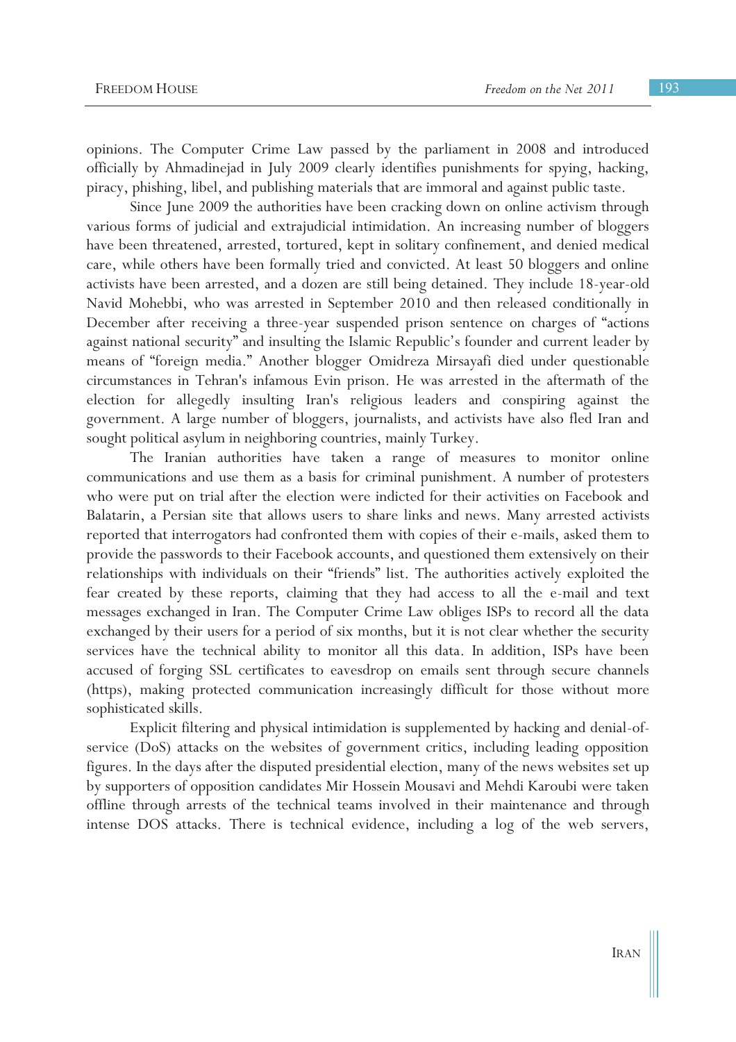opinions. The Computer Crime Law passed by the parliament in 2008 and introduced officially by Ahmadinejad in July 2009 clearly identifies punishments for spying, hacking, piracy, phishing, libel, and publishing materials that are immoral and against public taste.

Since June 2009 the authorities have been cracking down on online activism through various forms of judicial and extrajudicial intimidation. An increasing number of bloggers have been threatened, arrested, tortured, kept in solitary confinement, and denied medical care, while others have been formally tried and convicted. At least 50 bloggers and online activists have been arrested, and a dozen are still being detained. They include 18-year-old Navid Mohebbi, who was arrested in September 2010 and then released conditionally in December after receiving a three-year suspended prison sentence on charges of "actions against national security" and insulting the Islamic Republic's founder and current leader by means of "foreign media." Another blogger Omidreza Mirsayafi died under questionable circumstances in Tehran's infamous Evin prison. He was arrested in the aftermath of the election for allegedly insulting Iran's religious leaders and conspiring against the government. A large number of bloggers, journalists, and activists have also fled Iran and sought political asylum in neighboring countries, mainly Turkey.

The Iranian authorities have taken a range of measures to monitor online communications and use them as a basis for criminal punishment. A number of protesters who were put on trial after the election were indicted for their activities on Facebook and Balatarin, a Persian site that allows users to share links and news. Many arrested activists reported that interrogators had confronted them with copies of their e-mails, asked them to provide the passwords to their Facebook accounts, and questioned them extensively on their relationships with individuals on their "friends" list. The authorities actively exploited the fear created by these reports, claiming that they had access to all the e-mail and text messages exchanged in Iran. The Computer Crime Law obliges ISPs to record all the data exchanged by their users for a period of six months, but it is not clear whether the security services have the technical ability to monitor all this data. In addition, ISPs have been accused of forging SSL certificates to eavesdrop on emails sent through secure channels (https), making protected communication increasingly difficult for those without more sophisticated skills.

Explicit filtering and physical intimidation is supplemented by hacking and denial-of-service (DoS) attacks on the websites of government critics, including leading opposition figures. In the days after the disputed presidential election, many of the news websites set up by supporters of opposition candidates Mir Hossein Mousavi and Mehdi Karoubi were taken offline through arrests of the technical teams involved in their maintenance and through intense DOS attacks. There is technical evidence, including a log of the web servers,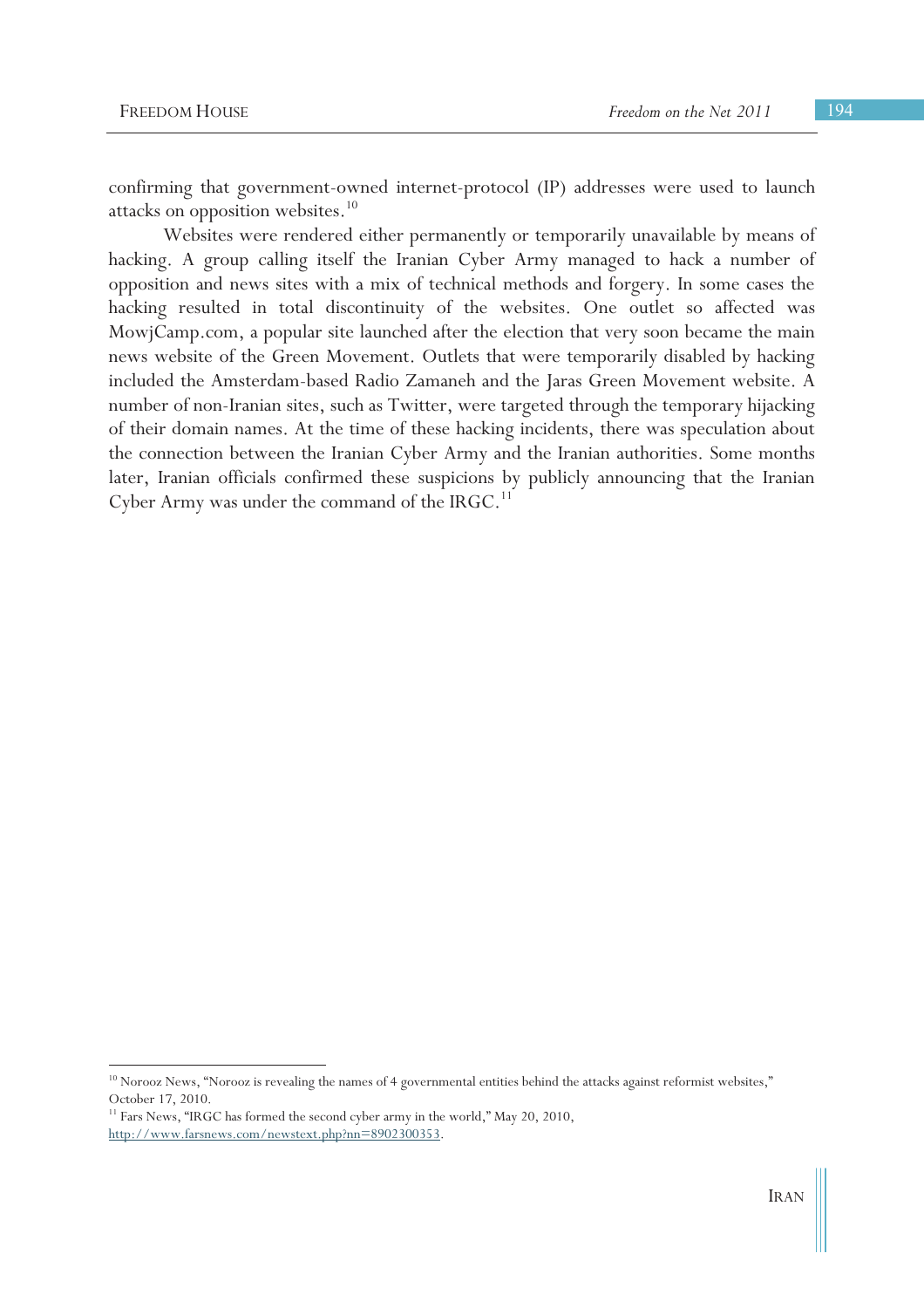confirming that government-owned internet-protocol (IP) addresses were used to launch attacks on opposition websites.[10]

Websites were rendered either permanently or temporarily unavailable by means of hacking. A group calling itself the Iranian Cyber Army managed to hack a number of opposition and news sites with a mix of technical methods and forgery. In some cases the hacking resulted in total discontinuity of the websites. One outlet so affected was MowjCamp.com, a popular site launched after the election that very soon became the main news website of the Green Movement. Outlets that were temporarily disabled by hacking included the Amsterdam-based Radio Zamaneh and the Jaras Green Movement website. A number of non-Iranian sites, such as Twitter, were targeted through the temporary hijacking of their domain names. At the time of these hacking incidents, there was speculation about the connection between the Iranian Cyber Army and the Iranian authorities. Some months later, Iranian officials confirmed these suspicions by publicly announcing that the Iranian Cyber Army was under the command of the IRGC.[11]

---

[10] Norooz News, "Norooz is revealing the names of 4 governmental entities behind the attacks against reformist websites," October 17, 2010.

[11] Fars News, "IRGC has formed the second cyber army in the world," May 20, 2010, http://www.farsnews.com/newstext.php?nn=8902300353.